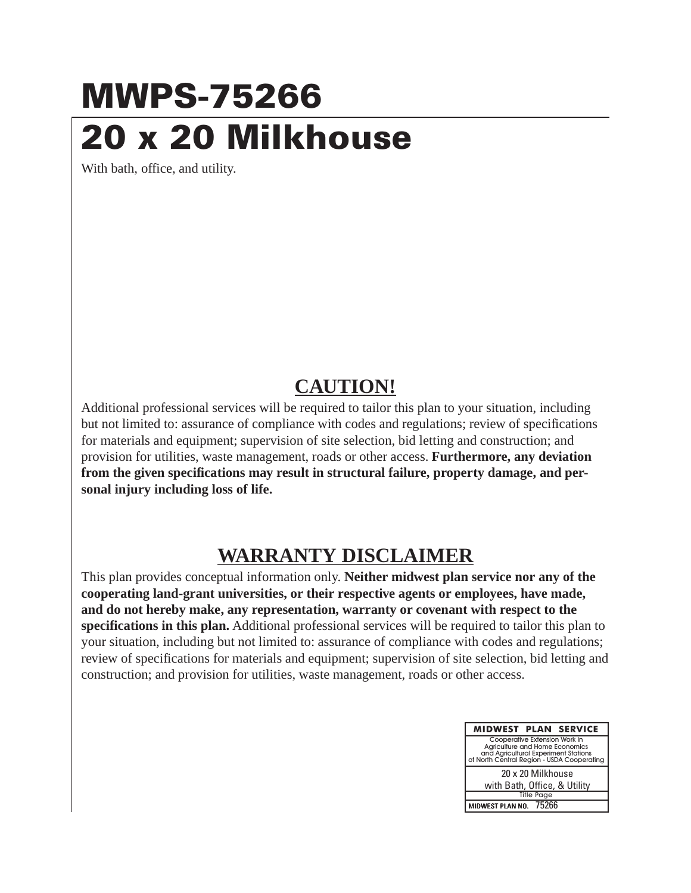# MWPS-75266

# 20 x 20 Milkhouse

With bath, office, and utility.

## CAUTION!

Additional professional services will be required to tailor this plan to your situation, including but not limited to: assurance of compliance with codes and regulations; review of specifications for materials and equipment; supervision of site selection, bid letting and construction; and provision for utilities, waste management, roads or other access. **Furthermore, any deviation from the given specifications may result in structural failure, property damage, and personal injury including loss of life.**

## WARRANTY DISCLAIMER

This plan provides conceptual information only. **Neither midwest plan service nor any of the cooperating land-grant universities, or their respective agents or employees, have made, and do not hereby make, any representation, warranty or covenant with respect to the specifications in this plan.** Additional professional services will be required to tailor this plan to your situation, including but not limited to: assurance of compliance with codes and regulations; review of specifications for materials and equipment; supervision of site selection, bid letting and construction; and provision for utilities, waste management, roads or other access.

| MIDWEST PLAN SERVICE |
|---|
| Cooperative Extension Work in Agriculture and Home Economics and Agricultural Experiment Stations of North Central Region - USDA Cooperating |
| 20 x 20 Milkhouse with Bath, Office, & Utility |
| Title Page |
| MIDWEST PLAN NO. 75266 |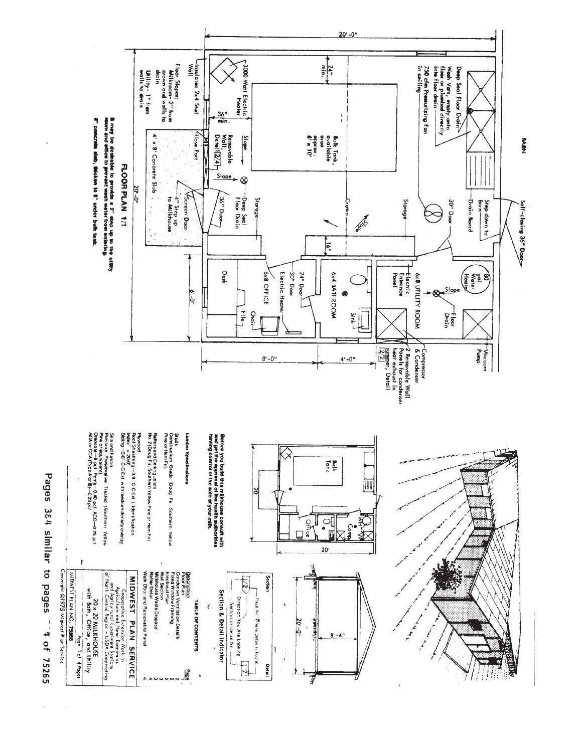# FLOOR PLAN 1/1

BARN

Self-closing 36" Door

20'-0"

Deep Seal Floor Drain

Wash Vats, empty onto floor or plumbed directly into floor drain

750 cfm Pressurizing Fan in ceiling

Step down to Barn

Drain Board

30" Door

Storage

24" min.

Bulk Tank, available area approx. 6' x 10'

3000 Watt Electric Heater

36" min.

Slope

Removable Wall, Detail 2/4

Crown

Slope

Slope

Deep Seal Floor Drain

36" Door

Storage

16"

Insulated 2x4 Stud Wall

Hose Port

4' x 8' Concrete Slab

4" Step up to Milkhouse

Screen Door

Floor Slopes:
Milkroom- 2" from crown and walls to drain
Utility- 1" from walls to drain

80 gal Water Heater

Slope

Floor Drain

6x8 UTILITY ROOM

Electric Entrance Panel

Vacuum Pump

Compressor & Condenser

2 Removable Wall Panels for condenser heat exhaust in summer, Detail 2/2

6x4 BATHROOM

24" Door

30" Door

Electric Heater

Sink

6x8 OFFICE

Desk

Chair

File

6'-0"

4'-0"

8'-0"

20'-0"

It may be desirable to provide a 2" step up to the utility room and office to prevent wash water from entering.

4" concrete slab, thicken to 8" under bulk tank.

Bulk Tank

20'

Office

Comp.

WH

VP

20'

20'-0"

8'-4"

**Before you build this milkhouse consult with and get the approval of the health authorities having control of the sale of your milk.**

## Section & Detail Indicator

Section — Page No. Where Detail is Found — Direction You Are Looking — Section or Detail No. — Detail

## TABLE OF CONTENTS

| Description | Page |
|---|---|
| Floor Plan | 1 |
| Condenser Ventilation Details | 2 |
| Fixed Window Framing | 2 |
| Electrical Plan | 2 |
| Wall Section | 3 |
| Milkhouse Waste Disposal | 3 |
| Rafter Detail | 4 |
| Walk Door and Removable Panel | 4 |

## Lumber Specifications

**Studs**
Construction Grade (Doug Fir, Southern Yellow Pine or Hem Fir)

**Rafters and Ceiling Joists**
No. 2 (Doug Fir, Southern Yellow Pine or Hem Fir)

**Plywood**
Roof Sheathing—3/8" C-C Ext (Identification Index = 20/0)
Siding—3/8" C-C Ext with medium density overlay

**Sills and Fascia**
Pressure Preservative Treated (Southern Yellow Pine or equivalent)
Creosote—8 pcf, Penta—0.40 pcf, ACC—0.25 pcf, ACA or CCA (Type A or B)—0.23 pcf

**MIDWEST PLAN SERVICE**
Cooperative Extension Work in Agriculture and Home Economics and Agricultural Experiment Stations of North Central Region - USDA Cooperating

20 x 20 MILKHOUSE
with Bath, Office, and Utility

Page 1 of 4 Pages

MIDWEST PLAN NO. 75266

Copyright ©1975 Midwest Plan Service

Pages 3&4 similar to pages 3&4 of 75265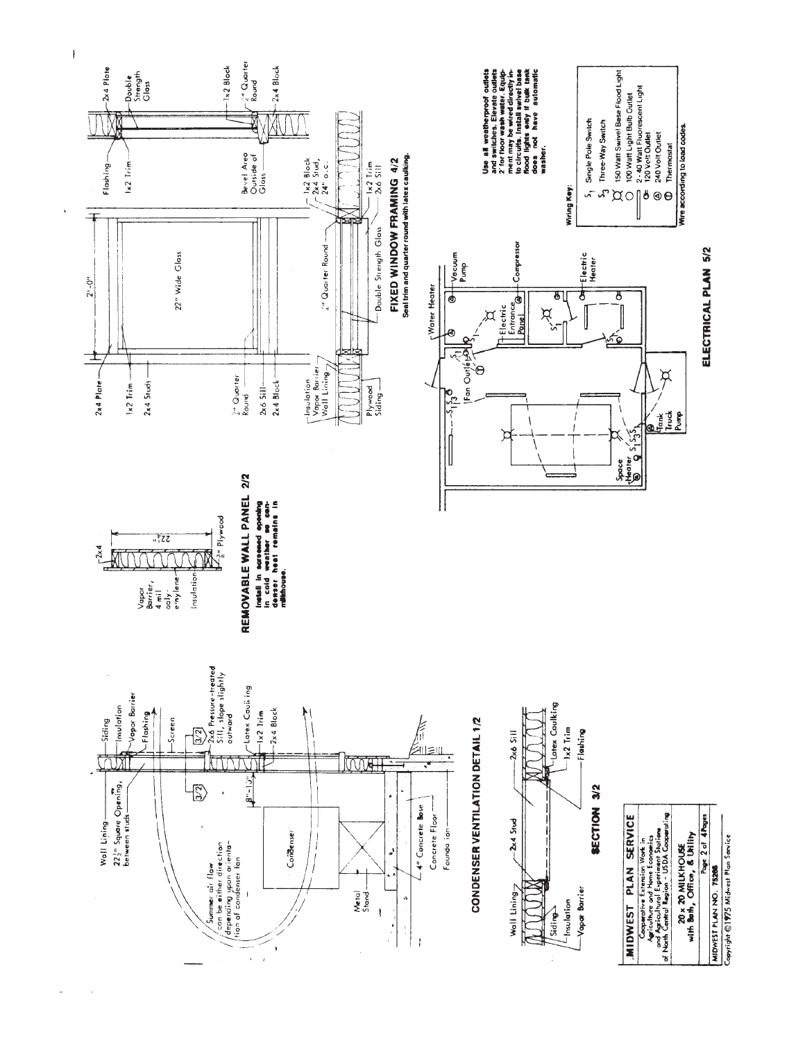## CONDENSER VENTILATION DETAIL 1/2

Wall Lining
$22\frac{1}{2}$" Square Opening, between studs
Siding
Insulation
Vapor Barrier
Flashing
Screen
2x6 Pressure-treated Sill, slope slightly outward
Latex Caulking
1x2 Trim
2x4 Block
8"-10"
Summer air flow can be either direction depending upon orientation of condenser fan
Condenser
Metal Stand
4" Concrete Base
Concrete Floor
Foundation

## SECTION 3/2

Wall Lining
2x4 Stud
2x6 Sill
Siding
Insulation
Vapor Barrier
Latex Caulking
1x2 Trim
Flashing

## REMOVABLE WALL PANEL 2/2

2x4
Vapor Barrier, 4 mil polyethylene
Insulation
$\frac{3}{8}$" Plywood
$22\frac{1}{2}$"

**Install in screened opening in cold weather so condenser heat remains in milkhouse.**

## FIXED WINDOW FRAMING 4/2

2x4 Plate
1x2 Trim
2x4 Studs
2'-0"
22" Wide Glass
$\frac{3}{4}$" Quarter Round
2x6 Sill
2x4 Block
Flashing
1x2 Trim
Double Strength Glass
1x2 Block
$\frac{3}{4}$" Quarter Round
2x4 Block
Bevel Area Outside of Glass
Insulation
Vapor Barrier
Wall Lining
Plywood Siding
$\frac{3}{4}$" Quarter Round
Double Strength Glass
1x2 Block
2x4 Stud, 24" o.c.
1x2 Trim
2x6 Sill

**Seal trim and quarter round with latex caulking.**

## ELECTRICAL PLAN 5/2

Water Heater
Vacuum Pump
Electric Entrance Panel
Compressor
Electric Heater
Fan Outlet
Space Heater
Tank Truck Pump

**Use all weatherproof outlets and switches. Elevate outlets 2' for floor wash water. Equipment may be wired directly into circuits. Install swivel base flood lights only if bulk tank does not have automatic washer.**

**Wiring Key:**

- $S_1$ Single Pole Switch
- $S_3$ Three-Way Switch
- 150 Watt Swivel Base Flood Light
- 100 Watt Light Bulb Outlet
- 2 - 40 Watt Fluorescent Light
- 120 Volt Outlet
- 240 Volt Outlet
- Thermostat

Wire according to load codes.

**MIDWEST PLAN SERVICE**
Cooperative Extension Work in Agriculture and Home Economics and Agricultural Experiment Stations of North Central Region - USDA Cooperating

**20 x 20 MILKHOUSE with Bath, Office, & Utility**

Page 2 of 4 Pages

MIDWEST PLAN NO. 75268

Copyright ©1975 Midwest Plan Service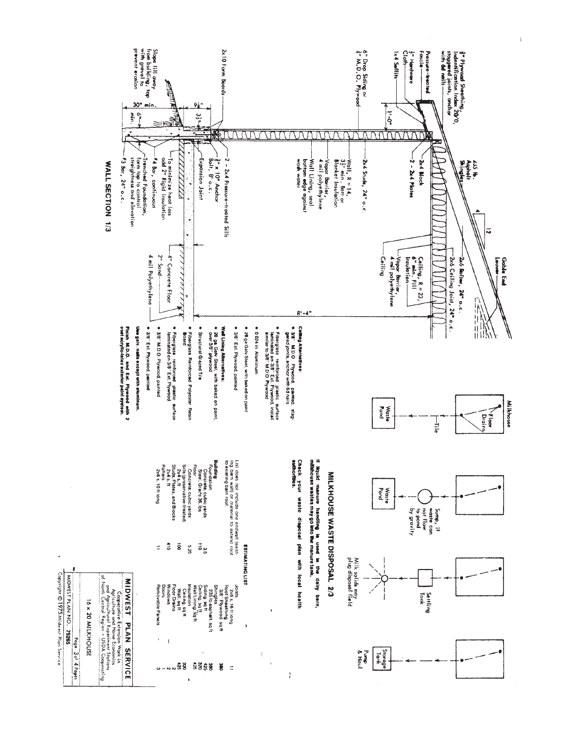## WALL SECTION 1/3

- 3/8" Plywood Sheathing, Indentification Index 20/0, staggered joints, anchor with 6d nails
- Pressure-treated Fascia
- 1/2" Hardware Cloth
- 1x4 Soffits
- 6" Drop Siding or 3/8" M.D.O. Plywood
- 2x10 Form Boards
- Slope fill away from building, top with gravel to prevent erosion
- 235 lb. Asphalt Shingles
- 2x4 Block
- 2 - 2x4 Plates
- 2x4 Studs, 24" o.c.
- Wall, R = 14, 3 1/2" min. Batt or Blanket Insulation
- Vapor Barrier, 4 mil polyethylene
- Wall Lining, seal bottom edge against wash water
- 2 - 2x4 Pressure-treated Sills
- 3/8" x 10" Anchor Bolt, 8' o.c.
- Expansion Joint
- To minimize heat loss add 2" Rigid Insulation
- #4 Bar, continuous
- Trenched Foundation, form top to control straightness and elevation
- #3 Bar, 24" o.c.
- 4" Concrete Floor
- 2" Sand
- 4 mil Polyethylene
- Gable End Louver
- 2x6 Rafter, 24" o.c.
- 2x6 Ceiling Joist, 24" o.c.
- Ceiling, R = 23, 6" min. Fill Insulation
- Vapor Barrier, 4 mil polyethylene
- Ceiling
- 4 / 12
- 1'-0"
- 9 1/2"
- 3 1/2"
- 30" min.
- 6" min.
- 8'-4"

**Ceiling Alternatives:**

- 3/8" M.D.O. Plywood, painted, staggered joints, anchor with 6d nails
- Fiberglass reinforced plastic surface laminated on 3/8" Ext. Plywood, install similar to 3/8" M.D.O. Plywood
- 0.024 in Aluminum
- 28 ga Galv Steel, with baked on paint
- 3/8" Ext. Plywood, painted

**Wall Lining Alternatives:**

- 28 ga Galv Steel, with baked on paint, over 3/8" plywood
- Structural Glazed Tile
- Fiberglass Reinforced Polyester Resin Board
- Fiberglass reinforced plastic surface laminated on 3/8" Ext. Plywood
- 3/8" M.D.O. Plywood, painted
- 3/8" Ext. Plywood, painted

**Use galv. nails except with aluminum.**

**Finish M.D.O. and Ext. Plywood with 2 coat acrylic-latex exterior paint system.**

## MILKHOUSE WASTE DISPOSAL 2/3

- Milkhouse — Floor Drains — Tile — Waste Pond
- Sump, if waste can not flow to pond by gravity — Waste Pond
- Settling Tank — Milk solids may plug disposal field
- Storage Tank — Pump & Haul

**If liquid manure handling is used in the dairy barn, milkhouse wastes may go into the manure tank.**

**Check your waste disposal plan with local health authorities.**

## ESTIMATING LIST

List does not include one endwall (existing barn wall) or material to extend roof to existing barn roof.

| Item | Quantity |
|---|---|
| **Building** | |
| Foundation | |
| Concrete, cubic yards | 3.5 |
| Steel, Grade 36, lbs | 110 |
| Floor | |
| Concrete, cubic yards | 5.25 |
| Sills (preservative-treated) 2x4's, ft | 100 |
| Studs, Plates, and Blocks 2x4's, ft | 410 |
| Rafters | |
| 2x6's, 10 ft long | 11 |
| Joists | |
| 2x6's, 16 ft long | 11 |
| Roof Sheathing | |
| 3/8" Plywood, sq ft | 380 |
| Shingles | |
| 235 lb asphalt, sq ft | 380 |
| Siding, sq ft | 425 |
| Ceiling, sq ft | 320 |
| Wall Lining, sq ft | 425 |
| Insulation | |
| Ceiling, sq ft | 320 |
| Wall, sq ft | 425 |
| Floor Drains | 2 |
| Windows | 1 |
| Doors | 2 |
| Removable Panels | 3 |

**MIDWEST PLAN SERVICE**

Cooperative Extension Work in Agriculture and Home Economics and Agricultural Experiment Stations of North Central Region - USDA Cooperating

16 x 20 MILKHOUSE

MIDWEST PLAN NO. 75265

Copyright © 1975 Midwest Plan Service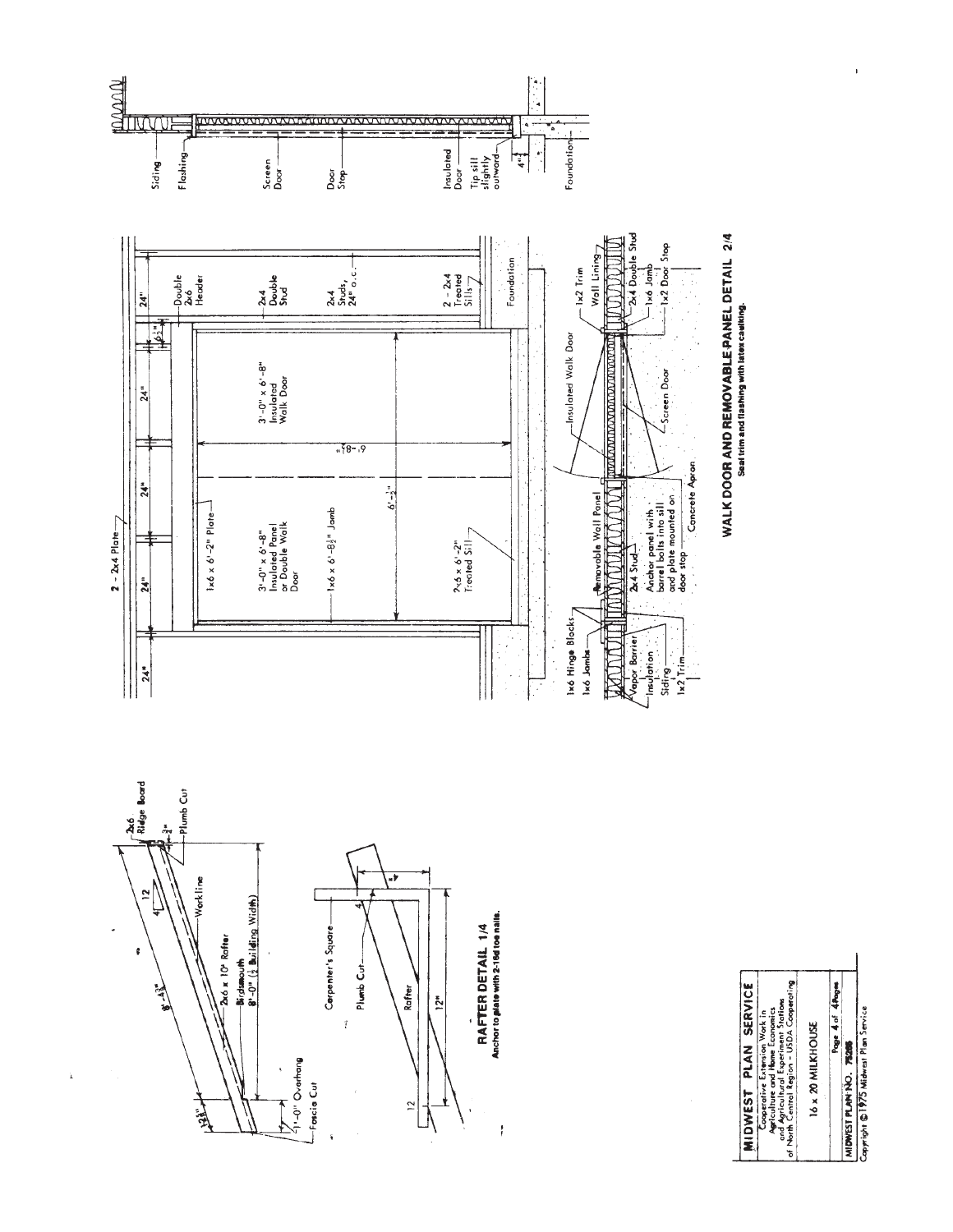## RAFTER DETAIL 1/4

Anchor to plate with 2-16d toe nails.

2x6 Ridge Board

Plumb Cut

12

4

Workline

2x6 x 10' Rafter

Birdsmouth

8'-0" (½ Building Width)

8'-4¾"

1'-0" Overhang

Fascia Cut

Carpenter's Square

Plumb Cut

Rafter

12

4

12"

## WALK DOOR AND REMOVABLE PANEL DETAIL 2/4

Seal trim and flashing with latex caulking.

2 - 2x4 Plate

24" | 24" | 24" | 24" | 6½" | 24"

Double 2x6 Header

2x4 Double Stud

2x4 Studs, 24" o.c.

2 - 2x4 Treated Sills

Foundation

1x6 x 6'-2" Plate

3'-0" x 6'-8" Insulated Panel or Double Walk Door

3'-0" x 6'-8" Insulated Walk Door

1x6 x 6'-8½" Jamb

6'-8½"

6'-2"

2x6 x 6'-2" Treated Sill

1x6 Hinge Blocks

1x6 Jambs

Removable Wall Panel

Insulated Walk Door

1x2 Trim

Wall Lining

Vapor Barrier

Insulation

Siding

1x2 Trim

2x4 Stud

Anchor panel with barrel bolts into sill and plate mounted on door stop

Concrete Apron

Screen Door

2x4 Double Stud

1x6 Jamb

1x2 Door Stop

Siding

Flashing

Screen Door

Door Stop

Insulated Door

Tip sill slightly outward

4"

Foundation

**MIDWEST PLAN SERVICE**

Cooperative Extension Work in Agriculture and Home Economics and Agricultural Experiment Stations of North Central Region - USDA Cooperating

16 x 20 MILKHOUSE

Page 4 of 4 Pages

MIDWEST PLAN NO. 75265

Copyright © 1975 Midwest Plan Service